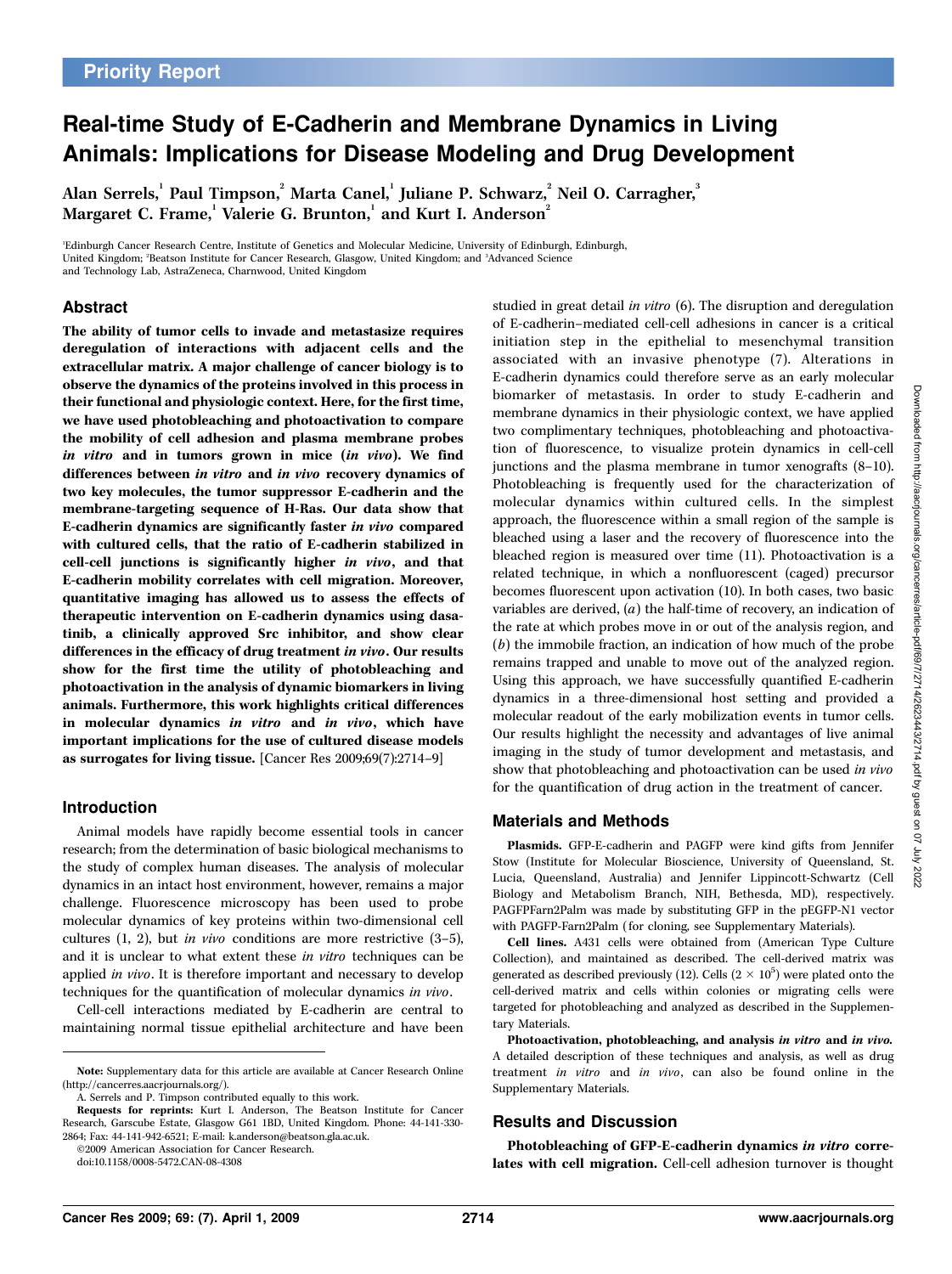Priority Report

# Real-time Study of E-Cadherin and Membrane Dynamics in Living Animals: Implications for Disease Modeling and Drug Development

Alan Serrels,[1] Paul Timpson,[2] Marta Canel,[1] Juliane P. Schwarz,[2] Neil O. Carragher,[3] Margaret C. Frame,[1] Valerie G. Brunton,[1] and Kurt I. Anderson[2]

[1]Edinburgh Cancer Research Centre, Institute of Genetics and Molecular Medicine, University of Edinburgh, Edinburgh, United Kingdom; [2]Beatson Institute for Cancer Research, Glasgow, United Kingdom; and [3]Advanced Science and Technology Lab, AstraZeneca, Charnwood, United Kingdom

## Abstract

**The ability of tumor cells to invade and metastasize requires deregulation of interactions with adjacent cells and the extracellular matrix. A major challenge of cancer biology is to observe the dynamics of the proteins involved in this process in their functional and physiologic context. Here, for the first time, we have used photobleaching and photoactivation to compare the mobility of cell adhesion and plasma membrane probes *in vitro* and in tumors grown in mice (*in vivo*). We find differences between *in vitro* and *in vivo* recovery dynamics of two key molecules, the tumor suppressor E-cadherin and the membrane-targeting sequence of H-Ras. Our data show that E-cadherin dynamics are significantly faster *in vivo* compared with cultured cells, that the ratio of E-cadherin stabilized in cell-cell junctions is significantly higher *in vivo*, and that E-cadherin mobility correlates with cell migration. Moreover, quantitative imaging has allowed us to assess the effects of therapeutic intervention on E-cadherin dynamics using dasatinib, a clinically approved Src inhibitor, and show clear differences in the efficacy of drug treatment *in vivo*. Our results show for the first time the utility of photobleaching and photoactivation in the analysis of dynamic biomarkers in living animals. Furthermore, this work highlights critical differences in molecular dynamics *in vitro* and *in vivo*, which have important implications for the use of cultured disease models as surrogates for living tissue.** [Cancer Res 2009;69(7):2714–9]

## Introduction

Animal models have rapidly become essential tools in cancer research; from the determination of basic biological mechanisms to the study of complex human diseases. The analysis of molecular dynamics in an intact host environment, however, remains a major challenge. Fluorescence microscopy has been used to probe molecular dynamics of key proteins within two-dimensional cell cultures (1, 2), but *in vivo* conditions are more restrictive (3–5), and it is unclear to what extent these *in vitro* techniques can be applied *in vivo*. It is therefore important and necessary to develop techniques for the quantification of molecular dynamics *in vivo*.

Cell-cell interactions mediated by E-cadherin are central to maintaining normal tissue epithelial architecture and have been studied in great detail *in vitro* (6). The disruption and deregulation of E-cadherin–mediated cell-cell adhesions in cancer is a critical initiation step in the epithelial to mesenchymal transition associated with an invasive phenotype (7). Alterations in E-cadherin dynamics could therefore serve as an early molecular biomarker of metastasis. In order to study E-cadherin and membrane dynamics in their physiologic context, we have applied two complimentary techniques, photobleaching and photoactivation of fluorescence, to visualize protein dynamics in cell-cell junctions and the plasma membrane in tumor xenografts (8–10). Photobleaching is frequently used for the characterization of molecular dynamics within cultured cells. In the simplest approach, the fluorescence within a small region of the sample is bleached using a laser and the recovery of fluorescence into the bleached region is measured over time (11). Photoactivation is a related technique, in which a nonfluorescent (caged) precursor becomes fluorescent upon activation (10). In both cases, two basic variables are derived, (*a*) the half-time of recovery, an indication of the rate at which probes move in or out of the analysis region, and (*b*) the immobile fraction, an indication of how much of the probe remains trapped and unable to move out of the analyzed region. Using this approach, we have successfully quantified E-cadherin dynamics in a three-dimensional host setting and provided a molecular readout of the early mobilization events in tumor cells. Our results highlight the necessity and advantages of live animal imaging in the study of tumor development and metastasis, and show that photobleaching and photoactivation can be used *in vivo* for the quantification of drug action in the treatment of cancer.

## Materials and Methods

**Plasmids.** GFP-E-cadherin and PAGFP were kind gifts from Jennifer Stow (Institute for Molecular Bioscience, University of Queensland, St. Lucia, Queensland, Australia) and Jennifer Lippincott-Schwartz (Cell Biology and Metabolism Branch, NIH, Bethesda, MD), respectively. PAGFPFarn2Palm was made by substituting GFP in the pEGFP-N1 vector with PAGFP-Farn2Palm (for cloning, see Supplementary Materials).

**Cell lines.** A431 cells were obtained from (American Type Culture Collection), and maintained as described. The cell-derived matrix was generated as described previously (12). Cells ($2 \times 10^5$) were plated onto the cell-derived matrix and cells within colonies or migrating cells were targeted for photobleaching and analyzed as described in the Supplementary Materials.

**Photoactivation, photobleaching, and analysis *in vitro* and *in vivo*.** A detailed description of these techniques and analysis, as well as drug treatment *in vitro* and *in vivo*, can also be found online in the Supplementary Materials.

## Results and Discussion

**Photobleaching of GFP-E-cadherin dynamics *in vitro* correlates with cell migration.** Cell-cell adhesion turnover is thought

---

**Note:** Supplementary data for this article are available at Cancer Research Online (http://cancerres.aacrjournals.org/).

A. Serrels and P. Timpson contributed equally to this work.

**Requests for reprints:** Kurt I. Anderson, The Beatson Institute for Cancer Research, Garscube Estate, Glasgow G61 1BD, United Kingdom. Phone: 44-141-330-2864; Fax: 44-141-942-6521; E-mail: k.anderson@beatson.gla.ac.uk.

©2009 American Association for Cancer Research.

doi:10.1158/0008-5472.CAN-08-4308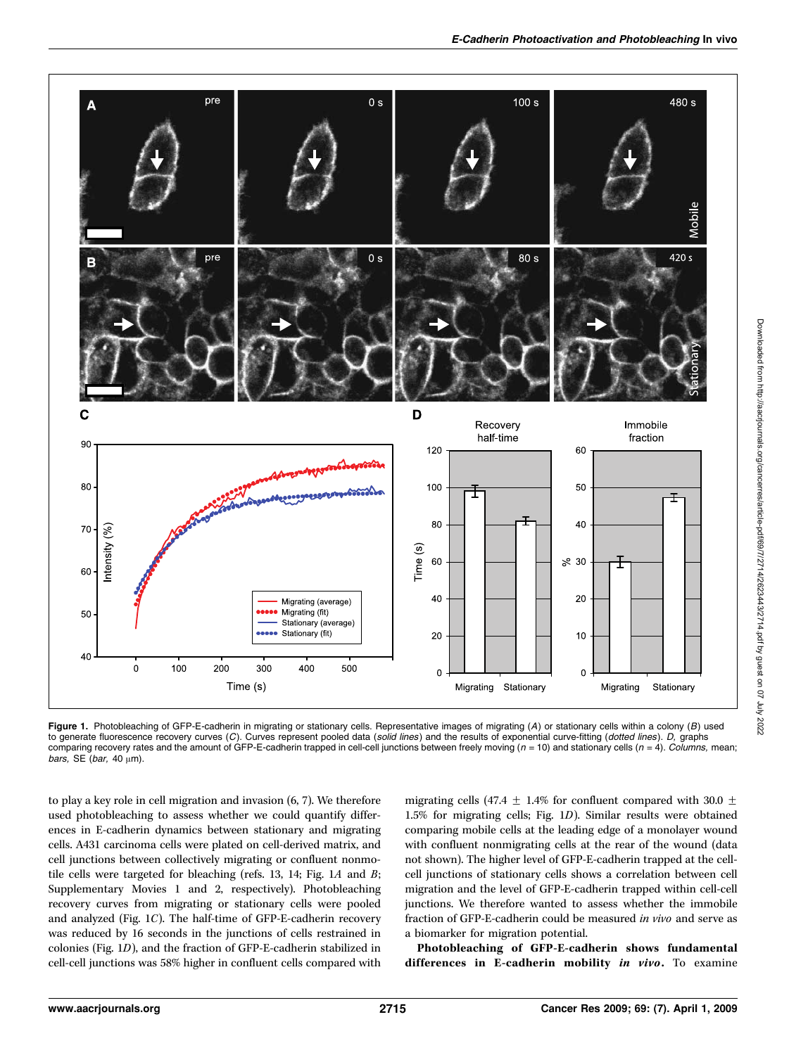**Figure 1.** Photobleaching of GFP-E-cadherin in migrating or stationary cells. Representative images of migrating (*A*) or stationary cells within a colony (*B*) used to generate fluorescence recovery curves (*C*). Curves represent pooled data (*solid lines*) and the results of exponential curve-fitting (*dotted lines*). *D*, graphs comparing recovery rates and the amount of GFP-E-cadherin trapped in cell-cell junctions between freely moving ($n = 10$) and stationary cells ($n = 4$). *Columns,* mean; *bars,* SE (*bar,* 40 μm).

to play a key role in cell migration and invasion (6, 7). We therefore used photobleaching to assess whether we could quantify differences in E-cadherin dynamics between stationary and migrating cells. A431 carcinoma cells were plated on cell-derived matrix, and cell junctions between collectively migrating or confluent nonmotile cells were targeted for bleaching (refs. 13, 14; Fig. 1*A* and *B*; Supplementary Movies 1 and 2, respectively). Photobleaching recovery curves from migrating or stationary cells were pooled and analyzed (Fig. 1*C*). The half-time of GFP-E-cadherin recovery was reduced by 16 seconds in the junctions of cells restrained in colonies (Fig. 1*D*), and the fraction of GFP-E-cadherin stabilized in cell-cell junctions was 58% higher in confluent cells compared with migrating cells (47.4 ± 1.4% for confluent compared with 30.0 ± 1.5% for migrating cells; Fig. 1*D*). Similar results were obtained comparing mobile cells at the leading edge of a monolayer wound with confluent nonmigrating cells at the rear of the wound (data not shown). The higher level of GFP-E-cadherin trapped at the cell-cell junctions of stationary cells shows a correlation between cell migration and the level of GFP-E-cadherin trapped within cell-cell junctions. We therefore wanted to assess whether the immobile fraction of GFP-E-cadherin could be measured *in vivo* and serve as a biomarker for migration potential.

**Photobleaching of GFP-E-cadherin shows fundamental differences in E-cadherin mobility *in vivo*.** To examine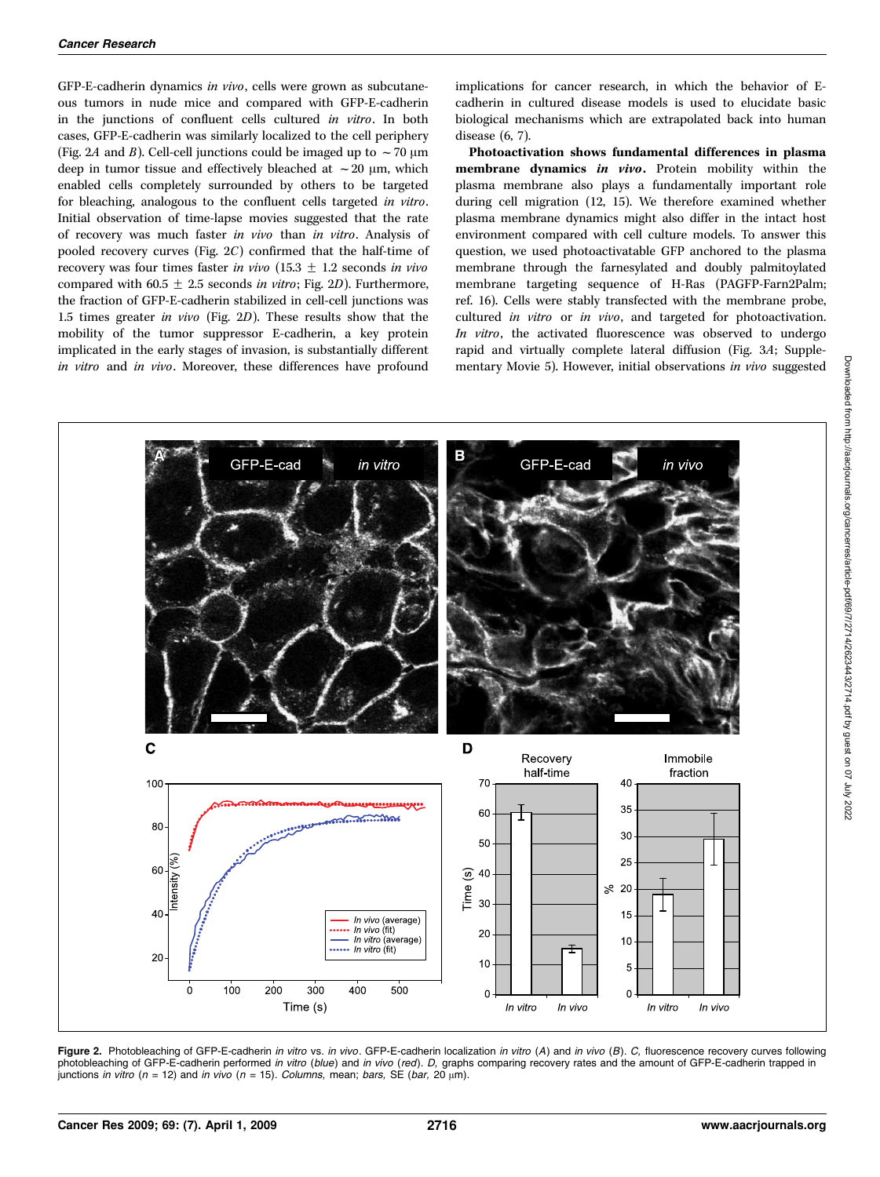GFP-E-cadherin dynamics *in vivo*, cells were grown as subcutaneous tumors in nude mice and compared with GFP-E-cadherin in the junctions of confluent cells cultured *in vitro*. In both cases, GFP-E-cadherin was similarly localized to the cell periphery (Fig. 2*A* and *B*). Cell-cell junctions could be imaged up to ∼70 μm deep in tumor tissue and effectively bleached at ∼20 μm, which enabled cells completely surrounded by others to be targeted for bleaching, analogous to the confluent cells targeted *in vitro*. Initial observation of time-lapse movies suggested that the rate of recovery was much faster *in vivo* than *in vitro*. Analysis of pooled recovery curves (Fig. 2*C*) confirmed that the half-time of recovery was four times faster *in vivo* (15.3 ± 1.2 seconds *in vivo* compared with 60.5 ± 2.5 seconds *in vitro*; Fig. 2*D*). Furthermore, the fraction of GFP-E-cadherin stabilized in cell-cell junctions was 1.5 times greater *in vivo* (Fig. 2*D*). These results show that the mobility of the tumor suppressor E-cadherin, a key protein implicated in the early stages of invasion, is substantially different *in vitro* and *in vivo*. Moreover, these differences have profound implications for cancer research, in which the behavior of E-cadherin in cultured disease models is used to elucidate basic biological mechanisms which are extrapolated back into human disease (6, 7).

**Photoactivation shows fundamental differences in plasma membrane dynamics *in vivo*.** Protein mobility within the plasma membrane also plays a fundamentally important role during cell migration (12, 15). We therefore examined whether plasma membrane dynamics might also differ in the intact host environment compared with cell culture models. To answer this question, we used photoactivatable GFP anchored to the plasma membrane through the farnesylated and doubly palmitoylated membrane targeting sequence of H-Ras (PAGFP-Farn2Palm; ref. 16). Cells were stably transfected with the membrane probe, cultured *in vitro* or *in vivo*, and targeted for photoactivation. *In vitro*, the activated fluorescence was observed to undergo rapid and virtually complete lateral diffusion (Fig. 3*A*; Supplementary Movie 5). However, initial observations *in vivo* suggested

**Figure 2.** Photobleaching of GFP-E-cadherin *in vitro* vs. *in vivo*. GFP-E-cadherin localization *in vitro* (*A*) and *in vivo* (*B*). *C*, fluorescence recovery curves following photobleaching of GFP-E-cadherin performed *in vitro* (*blue*) and *in vivo* (*red*). *D*, graphs comparing recovery rates and the amount of GFP-E-cadherin trapped in junctions *in vitro* ($n = 12$) and *in vivo* ($n = 15$). *Columns*, mean; *bars*, SE (*bar*, 20 μm).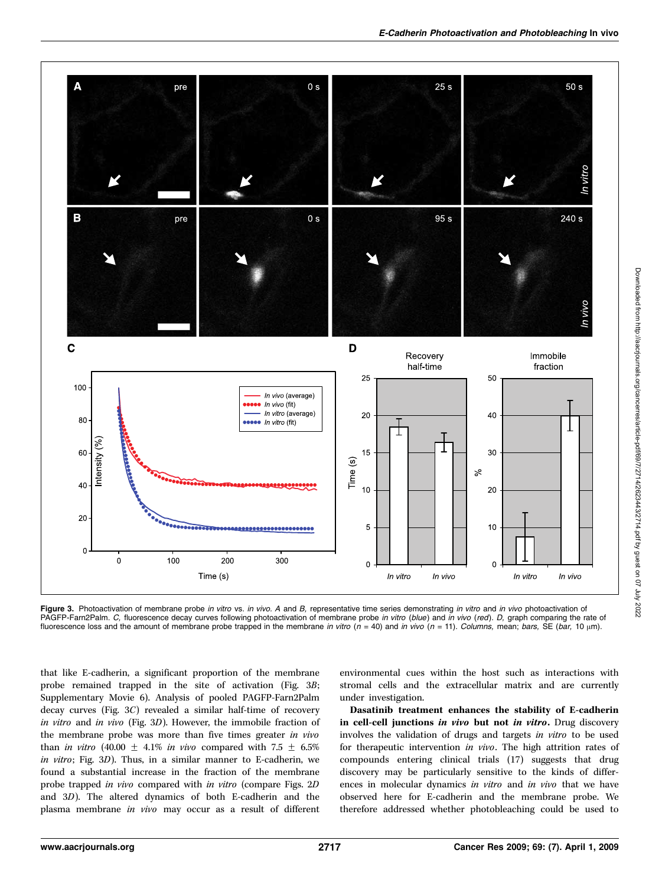**Figure 3.** Photoactivation of membrane probe *in vitro* vs. *in vivo*. *A* and *B*, representative time series demonstrating *in vitro* and *in vivo* photoactivation of PAGFP-Farn2Palm. *C*, fluorescence decay curves following photoactivation of membrane probe *in vitro* (*blue*) and *in vivo* (*red*). *D*, graph comparing the rate of fluorescence loss and the amount of membrane probe trapped in the membrane *in vitro* ($n = 40$) and *in vivo* ($n = 11$). *Columns*, mean; *bars*, SE (*bar*, 10 μm).

that like E-cadherin, a significant proportion of the membrane probe remained trapped in the site of activation (Fig. 3*B*; Supplementary Movie 6). Analysis of pooled PAGFP-Farn2Palm decay curves (Fig. 3*C*) revealed a similar half-time of recovery *in vitro* and *in vivo* (Fig. 3*D*). However, the immobile fraction of the membrane probe was more than five times greater *in vivo* than *in vitro* (40.00 ± 4.1% *in vivo* compared with 7.5 ± 6.5% *in vitro*; Fig. 3*D*). Thus, in a similar manner to E-cadherin, we found a substantial increase in the fraction of the membrane probe trapped *in vivo* compared with *in vitro* (compare Figs. 2*D* and 3*D*). The altered dynamics of both E-cadherin and the plasma membrane *in vivo* may occur as a result of different environmental cues within the host such as interactions with stromal cells and the extracellular matrix and are currently under investigation.

**Dasatinib treatment enhances the stability of E-cadherin in cell-cell junctions *in vivo* but not *in vitro*.** Drug discovery involves the validation of drugs and targets *in vitro* to be used for therapeutic intervention *in vivo*. The high attrition rates of compounds entering clinical trials (17) suggests that drug discovery may be particularly sensitive to the kinds of differences in molecular dynamics *in vitro* and *in vivo* that we have observed here for E-cadherin and the membrane probe. We therefore addressed whether photobleaching could be used to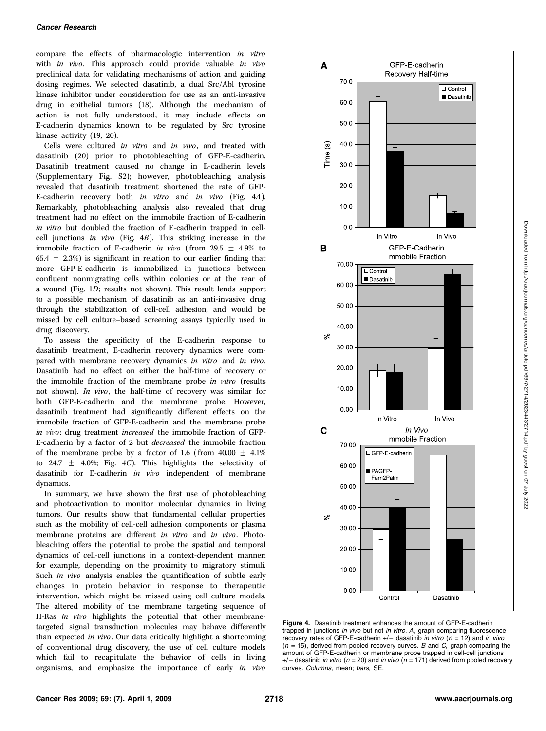compare the effects of pharmacologic intervention *in vitro* with *in vivo*. This approach could provide valuable *in vivo* preclinical data for validating mechanisms of action and guiding dosing regimes. We selected dasatinib, a dual Src/Abl tyrosine kinase inhibitor under consideration for use as an anti-invasive drug in epithelial tumors (18). Although the mechanism of action is not fully understood, it may include effects on E-cadherin dynamics known to be regulated by Src tyrosine kinase activity (19, 20).

Cells were cultured *in vitro* and *in vivo*, and treated with dasatinib (20) prior to photobleaching of GFP-E-cadherin. Dasatinib treatment caused no change in E-cadherin levels (Supplementary Fig. S2); however, photobleaching analysis revealed that dasatinib treatment shortened the rate of GFP-E-cadherin recovery both *in vitro* and *in vivo* (Fig. 4*A*). Remarkably, photobleaching analysis also revealed that drug treatment had no effect on the immobile fraction of E-cadherin *in vitro* but doubled the fraction of E-cadherin trapped in cell-cell junctions *in vivo* (Fig. 4*B*). This striking increase in the immobile fraction of E-cadherin *in vivo* (from $29.5 \pm 4.9\%$ to $65.4 \pm 2.3\%$) is significant in relation to our earlier finding that more GFP-E-cadherin is immobilized in junctions between confluent nonmigrating cells within colonies or at the rear of a wound (Fig. 1*D*; results not shown). This result lends support to a possible mechanism of dasatinib as an anti-invasive drug through the stabilization of cell-cell adhesion, and would be missed by cell culture–based screening assays typically used in drug discovery.

To assess the specificity of the E-cadherin response to dasatinib treatment, E-cadherin recovery dynamics were compared with membrane recovery dynamics *in vitro* and *in vivo*. Dasatinib had no effect on either the half-time of recovery or the immobile fraction of the membrane probe *in vitro* (results not shown). *In vivo*, the half-time of recovery was similar for both GFP-E-cadherin and the membrane probe. However, dasatinib treatment had significantly different effects on the immobile fraction of GFP-E-cadherin and the membrane probe *in vivo*: drug treatment *increased* the immobile fraction of GFP-E-cadherin by a factor of 2 but *decreased* the immobile fraction of the membrane probe by a factor of 1.6 (from $40.00 \pm 4.1\%$ to $24.7 \pm 4.0\%$; Fig. 4*C*). This highlights the selectivity of dasatinib for E-cadherin *in vivo* independent of membrane dynamics.

In summary, we have shown the first use of photobleaching and photoactivation to monitor molecular dynamics in living tumors. Our results show that fundamental cellular properties such as the mobility of cell-cell adhesion components or plasma membrane proteins are different *in vitro* and *in vivo*. Photobleaching offers the potential to probe the spatial and temporal dynamics of cell-cell junctions in a context-dependent manner; for example, depending on the proximity to migratory stimuli. Such *in vivo* analysis enables the quantification of subtle early changes in protein behavior in response to therapeutic intervention, which might be missed using cell culture models. The altered mobility of the membrane targeting sequence of H-Ras *in vivo* highlights the potential that other membrane-targeted signal transduction molecules may behave differently than expected *in vivo*. Our data critically highlight a shortcoming of conventional drug discovery, the use of cell culture models which fail to recapitulate the behavior of cells in living organisms, and emphasize the importance of early *in vivo*

**Figure 4.** Dasatinib treatment enhances the amount of GFP-E-cadherin trapped in junctions *in vivo* but not *in vitro*. *A*, graph comparing fluorescence recovery rates of GFP-E-cadherin +/− dasatinib *in vitro* ($n = 12$) and *in vivo* ($n = 15$), derived from pooled recovery curves. *B* and *C*, graph comparing the amount of GFP-E-cadherin or membrane probe trapped in cell-cell junctions +/− dasatinib *in vitro* ($n = 20$) and *in vivo* ($n = 171$) derived from pooled recovery curves. *Columns*, mean; *bars*, SE.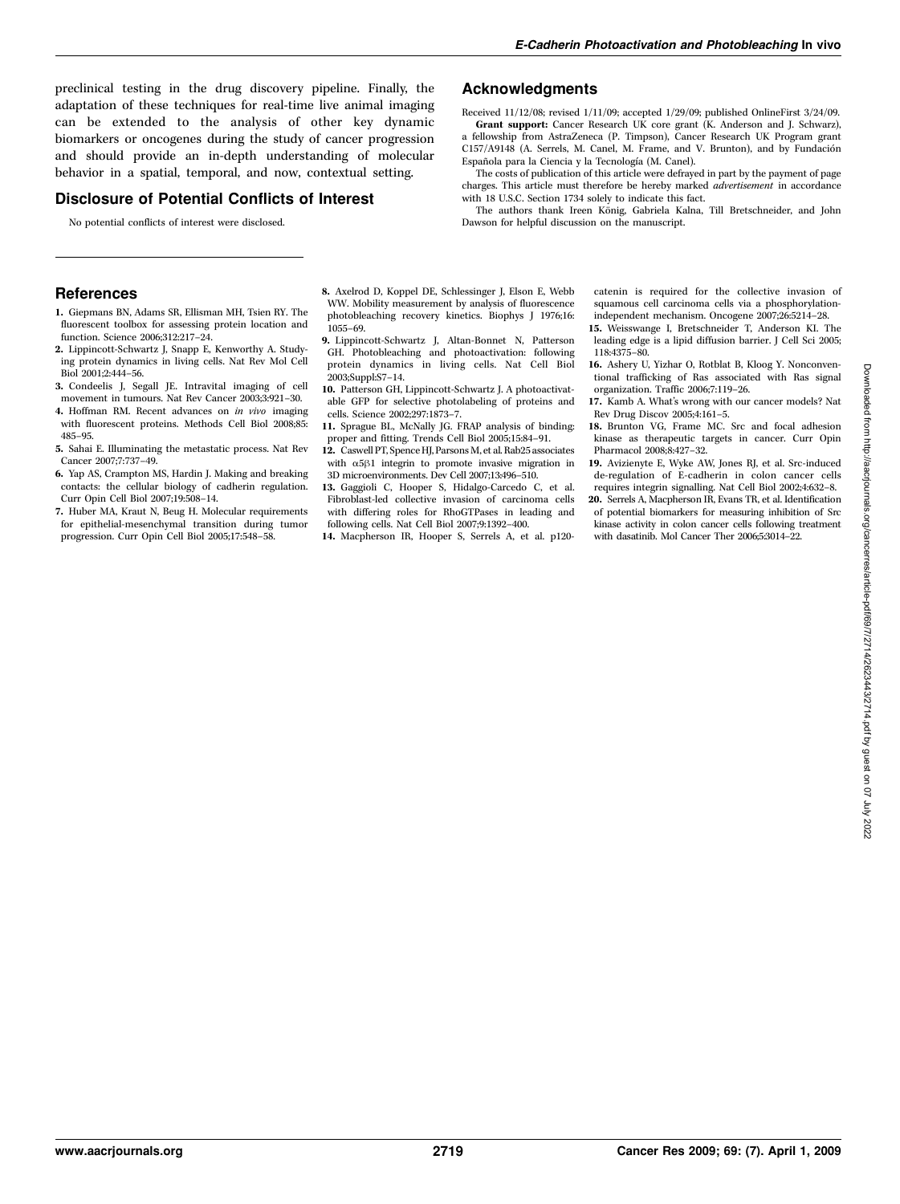preclinical testing in the drug discovery pipeline. Finally, the adaptation of these techniques for real-time live animal imaging can be extended to the analysis of other key dynamic biomarkers or oncogenes during the study of cancer progression and should provide an in-depth understanding of molecular behavior in a spatial, temporal, and now, contextual setting.

## Disclosure of Potential Conflicts of Interest

No potential conflicts of interest were disclosed.

## Acknowledgments

Received 11/12/08; revised 1/11/09; accepted 1/29/09; published OnlineFirst 3/24/09.

**Grant support:** Cancer Research UK core grant (K. Anderson and J. Schwarz), a fellowship from AstraZeneca (P. Timpson), Cancer Research UK Program grant C157/A9148 (A. Serrels, M. Canel, M. Frame, and V. Brunton), and by Fundación Española para la Ciencia y la Tecnología (M. Canel).

The costs of publication of this article were defrayed in part by the payment of page charges. This article must therefore be hereby marked *advertisement* in accordance with 18 U.S.C. Section 1734 solely to indicate this fact.

The authors thank Ireen König, Gabriela Kalna, Till Bretschneider, and John Dawson for helpful discussion on the manuscript.

## References

1. Giepmans BN, Adams SR, Ellisman MH, Tsien RY. The fluorescent toolbox for assessing protein location and function. Science 2006;312:217–24.
2. Lippincott-Schwartz J, Snapp E, Kenworthy A. Studying protein dynamics in living cells. Nat Rev Mol Cell Biol 2001;2:444–56.
3. Condeelis J, Segall JE. Intravital imaging of cell movement in tumours. Nat Rev Cancer 2003;3:921–30.
4. Hoffman RM. Recent advances on *in vivo* imaging with fluorescent proteins. Methods Cell Biol 2008;85: 485–95.
5. Sahai E. Illuminating the metastatic process. Nat Rev Cancer 2007;7:737–49.
6. Yap AS, Crampton MS, Hardin J. Making and breaking contacts: the cellular biology of cadherin regulation. Curr Opin Cell Biol 2007;19:508–14.
7. Huber MA, Kraut N, Beug H. Molecular requirements for epithelial-mesenchymal transition during tumor progression. Curr Opin Cell Biol 2005;17:548–58.
8. Axelrod D, Koppel DE, Schlessinger J, Elson E, Webb WW. Mobility measurement by analysis of fluorescence photobleaching recovery kinetics. Biophys J 1976;16: 1055–69.
9. Lippincott-Schwartz J, Altan-Bonnet N, Patterson GH. Photobleaching and photoactivation: following protein dynamics in living cells. Nat Cell Biol 2003;Suppl:S7–14.
10. Patterson GH, Lippincott-Schwartz J. A photoactivatable GFP for selective photolabeling of proteins and cells. Science 2002;297:1873–7.
11. Sprague BL, McNally JG. FRAP analysis of binding: proper and fitting. Trends Cell Biol 2005;15:84–91.
12. Caswell PT, Spence HJ, Parsons M, et al. Rab25 associates with $\alpha 5\beta 1$ integrin to promote invasive migration in 3D microenvironments. Dev Cell 2007;13:496–510.
13. Gaggioli C, Hooper S, Hidalgo-Carcedo C, et al. Fibroblast-led collective invasion of carcinoma cells with differing roles for RhoGTPases in leading and following cells. Nat Cell Biol 2007;9:1392–400.
14. Macpherson IR, Hooper S, Serrels A, et al. p120-catenin is required for the collective invasion of squamous cell carcinoma cells via a phosphorylation-independent mechanism. Oncogene 2007;26:5214–28.
15. Weisswange I, Bretschneider T, Anderson KI. The leading edge is a lipid diffusion barrier. J Cell Sci 2005; 118:4375–80.
16. Ashery U, Yizhar O, Rotblat B, Kloog Y. Nonconventional trafficking of Ras associated with Ras signal organization. Traffic 2006;7:119–26.
17. Kamb A. What's wrong with our cancer models? Nat Rev Drug Discov 2005;4:161–5.
18. Brunton VG, Frame MC. Src and focal adhesion kinase as therapeutic targets in cancer. Curr Opin Pharmacol 2008;8:427–32.
19. Avizienyte E, Wyke AW, Jones RJ, et al. Src-induced de-regulation of E-cadherin in colon cancer cells requires integrin signalling. Nat Cell Biol 2002;4:632–8.
20. Serrels A, Macpherson IR, Evans TR, et al. Identification of potential biomarkers for measuring inhibition of Src kinase activity in colon cancer cells following treatment with dasatinib. Mol Cancer Ther 2006;5:3014–22.